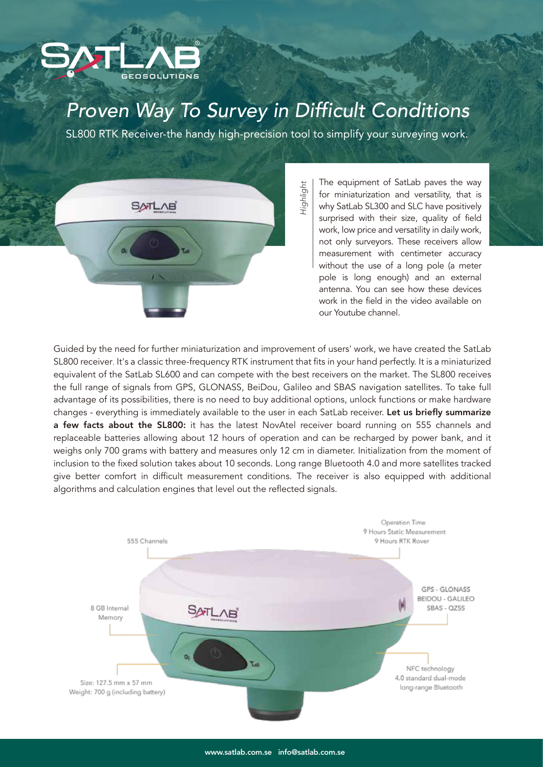# Proven Way To Survey in Difficult Conditions

SL800 RTK Receiver-the handy high-precision tool to simplify your surveying work.

*Highlight*

The equipment of SatLab paves the way for miniaturization and versatility, that is why SatLab SL300 and SLC have positively surprised with their size, quality of field work, low price and versatility in daily work, not only surveyors. These receivers allow measurement with centimeter accuracy without the use of a long pole (a meter pole is long enough) and an external antenna. You can see how these devices work in the field in the video available on our Youtube channel.

Guided by the need for further miniaturization and improvement of users' work, we have created the SatLab SL800 receiver. It's a classic three-frequency RTK instrument that fits in your hand perfectly. It is a miniaturized equivalent of the SatLab SL600 and can compete with the best receivers on the market. The SL800 receives the full range of signals from GPS, GLONASS, BeiDou, Galileo and SBAS navigation satellites. To take full advantage of its possibilities, there is no need to buy additional options, unlock functions or make hardware changes - everything is immediately available to the user in each SatLab receiver. **Let us briefly summarize a few facts about the SL800:** it has the latest NovAtel receiver board running on 555 channels and replaceable batteries allowing about 12 hours of operation and can be recharged by power bank, and it weighs only 700 grams with battery and measures only 12 cm in diameter. Initialization from the moment of inclusion to the fixed solution takes about 10 seconds. Long range Bluetooth 4.0 and more satellites tracked give better comfort in difficult measurement conditions. The receiver is also equipped with additional algorithms and calculation engines that level out the reflected signals.

555 Channels

Operation Time
9 Hours Static Measurement
9 Hours RTK Rover

8 GB Internal Memory

GPS - GLONASS
BEIDOU - GALILEO
SBAS - QZSS

Size: 127.5 mm x 57 mm
Weight: 700 g (including battery)

NFC technology
4.0 standard dual-mode long-range Bluetooth

www.satlab.com.se info@satlab.com.se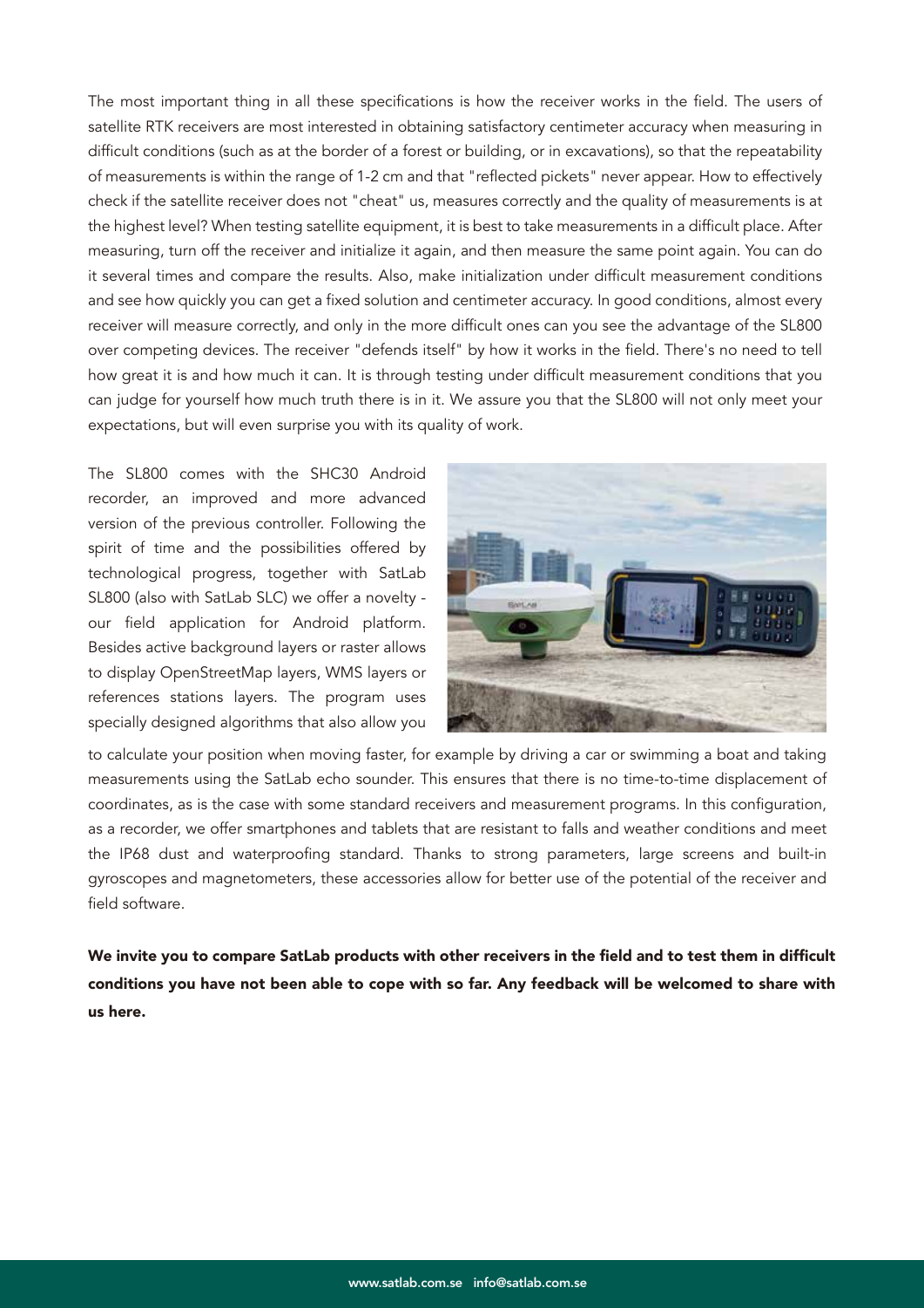The most important thing in all these specifications is how the receiver works in the field. The users of satellite RTK receivers are most interested in obtaining satisfactory centimeter accuracy when measuring in difficult conditions (such as at the border of a forest or building, or in excavations), so that the repeatability of measurements is within the range of 1-2 cm and that "reflected pickets" never appear. How to effectively check if the satellite receiver does not "cheat" us, measures correctly and the quality of measurements is at the highest level? When testing satellite equipment, it is best to take measurements in a difficult place. After measuring, turn off the receiver and initialize it again, and then measure the same point again. You can do it several times and compare the results. Also, make initialization under difficult measurement conditions and see how quickly you can get a fixed solution and centimeter accuracy. In good conditions, almost every receiver will measure correctly, and only in the more difficult ones can you see the advantage of the SL800 over competing devices. The receiver "defends itself" by how it works in the field. There's no need to tell how great it is and how much it can. It is through testing under difficult measurement conditions that you can judge for yourself how much truth there is in it. We assure you that the SL800 will not only meet your expectations, but will even surprise you with its quality of work.

The SL800 comes with the SHC30 Android recorder, an improved and more advanced version of the previous controller. Following the spirit of time and the possibilities offered by technological progress, together with SatLab SL800 (also with SatLab SLC) we offer a novelty - our field application for Android platform. Besides active background layers or raster allows to display OpenStreetMap layers, WMS layers or references stations layers. The program uses specially designed algorithms that also allow you to calculate your position when moving faster, for example by driving a car or swimming a boat and taking measurements using the SatLab echo sounder. This ensures that there is no time-to-time displacement of coordinates, as is the case with some standard receivers and measurement programs. In this configuration, as a recorder, we offer smartphones and tablets that are resistant to falls and weather conditions and meet the IP68 dust and waterproofing standard. Thanks to strong parameters, large screens and built-in gyroscopes and magnetometers, these accessories allow for better use of the potential of the receiver and field software.

**We invite you to compare SatLab products with other receivers in the field and to test them in difficult conditions you have not been able to cope with so far. Any feedback will be welcomed to share with us here.**